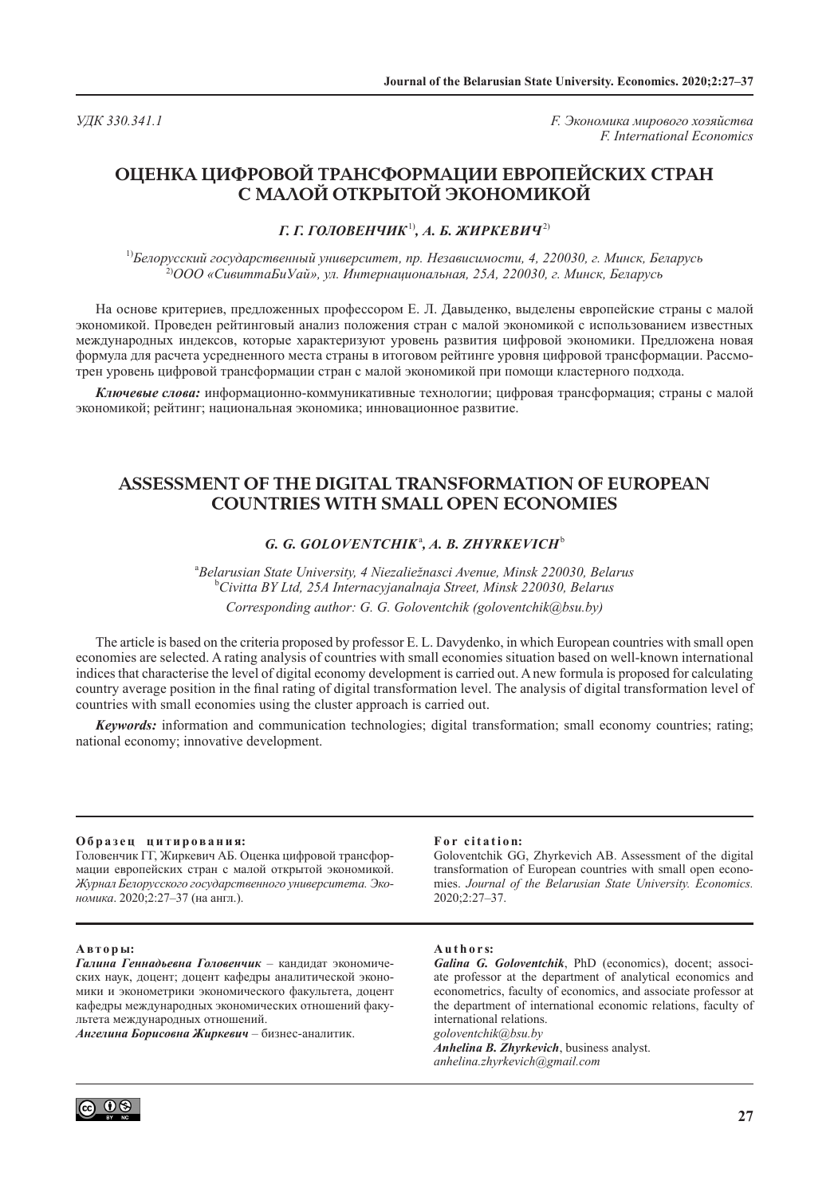УДК 330.341.1

*F. Экономика мирового хозяйства*
*F. International Economics*

# ОЦЕНКА ЦИФРОВОЙ ТРАНСФОРМАЦИИ ЕВРОПЕЙСКИХ СТРАН С МАЛОЙ ОТКРЫТОЙ ЭКОНОМИКОЙ

***Г. Г. ГОЛОВЕНЧИК***[1]***, А. Б. ЖИРКЕВИЧ***[2]

[1]*Белорусский государственный университет, пр. Независимости, 4, 220030, г. Минск, Беларусь*
[2]*ООО «СивиттаБиУай», ул. Интернациональная, 25А, 220030, г. Минск, Беларусь*

На основе критериев, предложенных профессором Е. Л. Давыденко, выделены европейские страны с малой экономикой. Проведен рейтинговый анализ положения стран с малой экономикой с использованием известных международных индексов, которые характеризуют уровень развития цифровой экономики. Предложена новая формула для расчета усредненного места страны в итоговом рейтинге уровня цифровой трансформации. Рассмотрен уровень цифровой трансформации стран с малой экономикой при помощи кластерного подхода.

***Ключевые слова:*** информационно-коммуникативные технологии; цифровая трансформация; страны с малой экономикой; рейтинг; национальная экономика; инновационное развитие.

# ASSESSMENT OF THE DIGITAL TRANSFORMATION OF EUROPEAN COUNTRIES WITH SMALL OPEN ECONOMIES

***G. G. GOLOVENTCHIK***[a]***, A. B. ZHYRKEVICH***[b]

[a]*Belarusian State University, 4 Niezaliežnasci Avenue, Minsk 220030, Belarus*
[b]*Civitta BY Ltd, 25A Internacyjanalnaja Street, Minsk 220030, Belarus*
*Corresponding author: G. G. Goloventchik (goloventchik@bsu.by)*

The article is based on the criteria proposed by professor E. L. Davydenko, in which European countries with small open economies are selected. A rating analysis of countries with small economies situation based on well-known international indices that characterise the level of digital economy development is carried out. A new formula is proposed for calculating country average position in the final rating of digital transformation level. The analysis of digital transformation level of countries with small economies using the cluster approach is carried out.

***Keywords:*** information and communication technologies; digital transformation; small economy countries; rating; national economy; innovative development.

---

**Образец цитирования:**
Головенчик ГГ, Жиркевич АБ. Оценка цифровой трансформации европейских стран с малой открытой экономикой. *Журнал Белорусского государственного университета. Экономика*. 2020;2:27–37 (на англ.).

**For citation:**
Goloventchik GG, Zhyrkevich AB. Assessment of the digital transformation of European countries with small open economies. *Journal of the Belarusian State University. Economics.* 2020;2:27–37.

---

**Авторы:**
***Галина Геннадьевна Головенчик*** – кандидат экономических наук, доцент; доцент кафедры аналитической экономики и эконометрики экономического факультета, доцент кафедры международных экономических отношений факультета международных отношений.
***Ангелина Борисовна Жиркевич*** – бизнес-аналитик.

**Authors:**
***Galina G. Goloventchik***, PhD (economics), docent; associate professor at the department of analytical economics and econometrics, faculty of economics, and associate professor at the department of international economic relations, faculty of international relations.
*goloventchik@bsu.by*
***Anhelina B. Zhyrkevich***, business analyst.
*anhelina.zhyrkevich@gmail.com*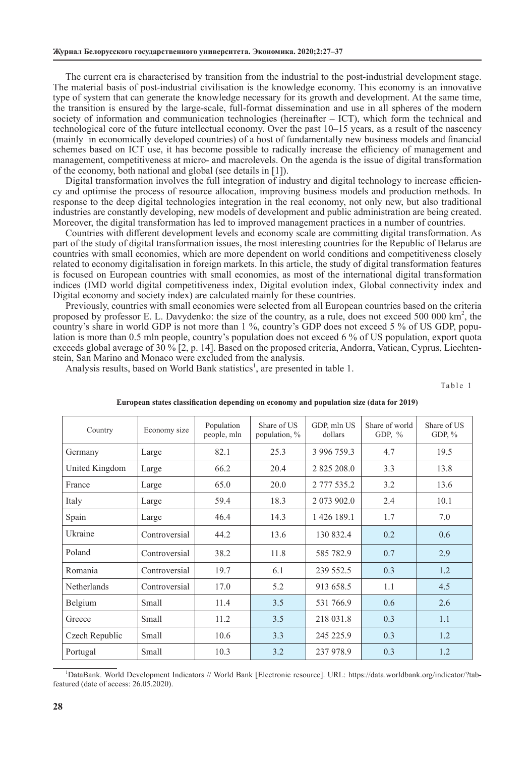The current era is characterised by transition from the industrial to the post-industrial development stage. The material basis of post-industrial civilisation is the knowledge economy. This economy is an innovative type of system that can generate the knowledge necessary for its growth and development. At the same time, the transition is ensured by the large-scale, full-format dissemination and use in all spheres of the modern society of information and communication technologies (hereinafter – ICT), which form the technical and technological core of the future intellectual economy. Over the past 10–15 years, as a result of the nascency (mainly in economically developed countries) of a host of fundamentally new business models and financial schemes based on ICT use, it has become possible to radically increase the efficiency of management and management, competitiveness at micro- and macrolevels. On the agenda is the issue of digital transformation of the economy, both national and global (see details in [1]).

Digital transformation involves the full integration of industry and digital technology to increase efficiency and optimise the process of resource allocation, improving business models and production methods. In response to the deep digital technologies integration in the real economy, not only new, but also traditional industries are constantly developing, new models of development and public administration are being created. Moreover, the digital transformation has led to improved management practices in a number of countries.

Countries with different development levels and economy scale are committing digital transformation. As part of the study of digital transformation issues, the most interesting countries for the Republic of Belarus are countries with small economies, which are more dependent on world conditions and competitiveness closely related to economy digitalisation in foreign markets. In this article, the study of digital transformation features is focused on European countries with small economies, as most of the international digital transformation indices (IMD world digital competitiveness index, Digital evolution index, Global connectivity index and Digital economy and society index) are calculated mainly for these countries.

Previously, countries with small economies were selected from all European countries based on the criteria proposed by professor E. L. Davydenko: the size of the country, as a rule, does not exceed 500 000 km$^2$, the country's share in world GDP is not more than 1 %, country's GDP does not exceed 5 % of US GDP, population is more than 0.5 mln people, country's population does not exceed 6 % of US population, export quota exceeds global average of 30 % [2, p. 14]. Based on the proposed criteria, Andorra, Vatican, Cyprus, Liechtenstein, San Marino and Monaco were excluded from the analysis.

Analysis results, based on World Bank statistics[1], are presented in table 1.

Table 1

**European states classification depending on economy and population size (data for 2019)**

| Country | Economy size | Population people, mln | Share of US population, % | GDP, mln US dollars | Share of world GDP, % | Share of US GDP, % |
|---|---|---|---|---|---|---|
| Germany | Large | 82.1 | 25.3 | 3 996 759.3 | 4.7 | 19.5 |
| United Kingdom | Large | 66.2 | 20.4 | 2 825 208.0 | 3.3 | 13.8 |
| France | Large | 65.0 | 20.0 | 2 777 535.2 | 3.2 | 13.6 |
| Italy | Large | 59.4 | 18.3 | 2 073 902.0 | 2.4 | 10.1 |
| Spain | Large | 46.4 | 14.3 | 1 426 189.1 | 1.7 | 7.0 |
| Ukraine | Controversial | 44.2 | 13.6 | 130 832.4 | 0.2 | 0.6 |
| Poland | Controversial | 38.2 | 11.8 | 585 782.9 | 0.7 | 2.9 |
| Romania | Controversial | 19.7 | 6.1 | 239 552.5 | 0.3 | 1.2 |
| Netherlands | Controversial | 17.0 | 5.2 | 913 658.5 | 1.1 | 4.5 |
| Belgium | Small | 11.4 | 3.5 | 531 766.9 | 0.6 | 2.6 |
| Greece | Small | 11.2 | 3.5 | 218 031.8 | 0.3 | 1.1 |
| Czech Republic | Small | 10.6 | 3.3 | 245 225.9 | 0.3 | 1.2 |
| Portugal | Small | 10.3 | 3.2 | 237 978.9 | 0.3 | 1.2 |

[1]DataBank. World Development Indicators // World Bank [Electronic resource]. URL: https://data.worldbank.org/indicator/?tab-featured (date of access: 26.05.2020).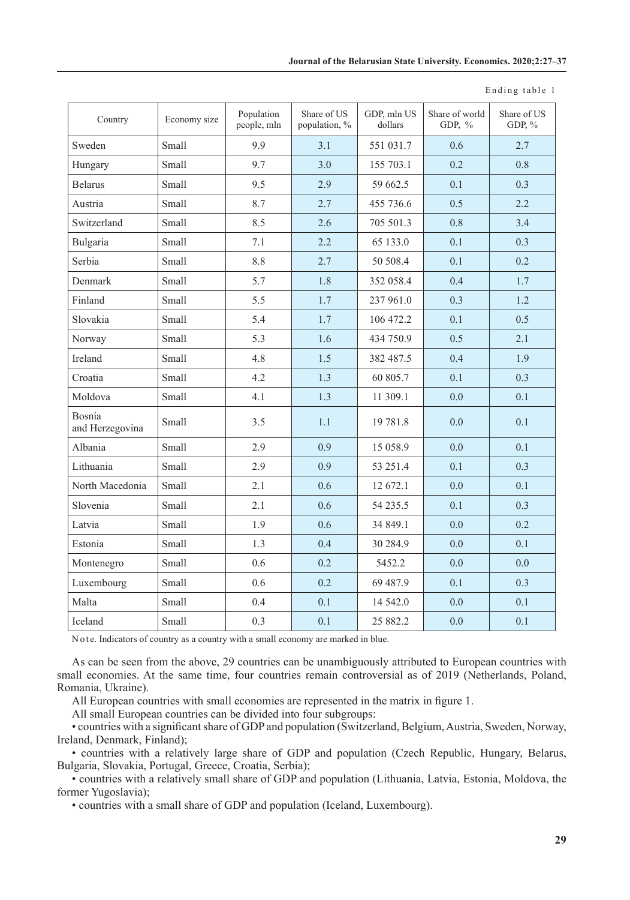Ending table 1

| Country | Economy size | Population people, mln | Share of US population, % | GDP, mln US dollars | Share of world GDP, % | Share of US GDP, % |
|---|---|---|---|---|---|---|
| Sweden | Small | 9.9 | 3.1 | 551 031.7 | 0.6 | 2.7 |
| Hungary | Small | 9.7 | 3.0 | 155 703.1 | 0.2 | 0.8 |
| Belarus | Small | 9.5 | 2.9 | 59 662.5 | 0.1 | 0.3 |
| Austria | Small | 8.7 | 2.7 | 455 736.6 | 0.5 | 2.2 |
| Switzerland | Small | 8.5 | 2.6 | 705 501.3 | 0.8 | 3.4 |
| Bulgaria | Small | 7.1 | 2.2 | 65 133.0 | 0.1 | 0.3 |
| Serbia | Small | 8.8 | 2.7 | 50 508.4 | 0.1 | 0.2 |
| Denmark | Small | 5.7 | 1.8 | 352 058.4 | 0.4 | 1.7 |
| Finland | Small | 5.5 | 1.7 | 237 961.0 | 0.3 | 1.2 |
| Slovakia | Small | 5.4 | 1.7 | 106 472.2 | 0.1 | 0.5 |
| Norway | Small | 5.3 | 1.6 | 434 750.9 | 0.5 | 2.1 |
| Ireland | Small | 4.8 | 1.5 | 382 487.5 | 0.4 | 1.9 |
| Croatia | Small | 4.2 | 1.3 | 60 805.7 | 0.1 | 0.3 |
| Moldova | Small | 4.1 | 1.3 | 11 309.1 | 0.0 | 0.1 |
| Bosnia and Herzegovina | Small | 3.5 | 1.1 | 19 781.8 | 0.0 | 0.1 |
| Albania | Small | 2.9 | 0.9 | 15 058.9 | 0.0 | 0.1 |
| Lithuania | Small | 2.9 | 0.9 | 53 251.4 | 0.1 | 0.3 |
| North Macedonia | Small | 2.1 | 0.6 | 12 672.1 | 0.0 | 0.1 |
| Slovenia | Small | 2.1 | 0.6 | 54 235.5 | 0.1 | 0.3 |
| Latvia | Small | 1.9 | 0.6 | 34 849.1 | 0.0 | 0.2 |
| Estonia | Small | 1.3 | 0.4 | 30 284.9 | 0.0 | 0.1 |
| Montenegro | Small | 0.6 | 0.2 | 5452.2 | 0.0 | 0.0 |
| Luxembourg | Small | 0.6 | 0.2 | 69 487.9 | 0.1 | 0.3 |
| Malta | Small | 0.4 | 0.1 | 14 542.0 | 0.0 | 0.1 |
| Iceland | Small | 0.3 | 0.1 | 25 882.2 | 0.0 | 0.1 |

Note. Indicators of country as a country with a small economy are marked in blue.

As can be seen from the above, 29 countries can be unambiguously attributed to European countries with small economies. At the same time, four countries remain controversial as of 2019 (Netherlands, Poland, Romania, Ukraine).

All European countries with small economies are represented in the matrix in figure 1.

All small European countries can be divided into four subgroups:

- countries with a significant share of GDP and population (Switzerland, Belgium, Austria, Sweden, Norway, Ireland, Denmark, Finland);
- countries with a relatively large share of GDP and population (Czech Republic, Hungary, Belarus, Bulgaria, Slovakia, Portugal, Greece, Croatia, Serbia);
- countries with a relatively small share of GDP and population (Lithuania, Latvia, Estonia, Moldova, the former Yugoslavia);
- countries with a small share of GDP and population (Iceland, Luxembourg).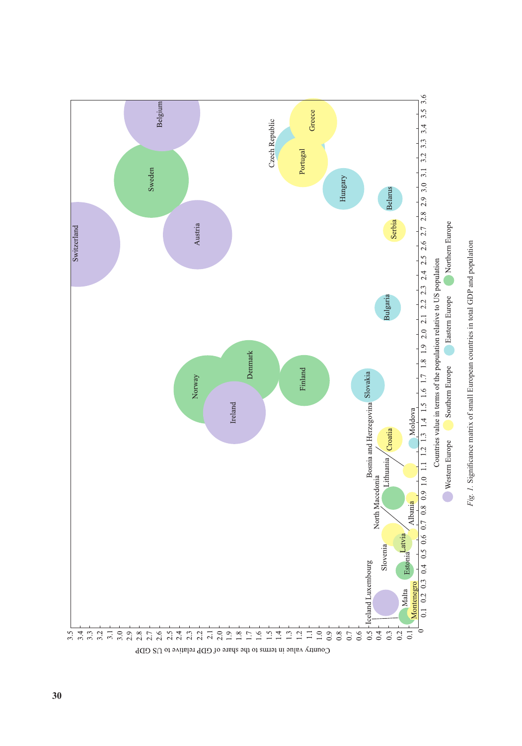*Fig. 1.* Significance matrix of small European countries in total GDP and population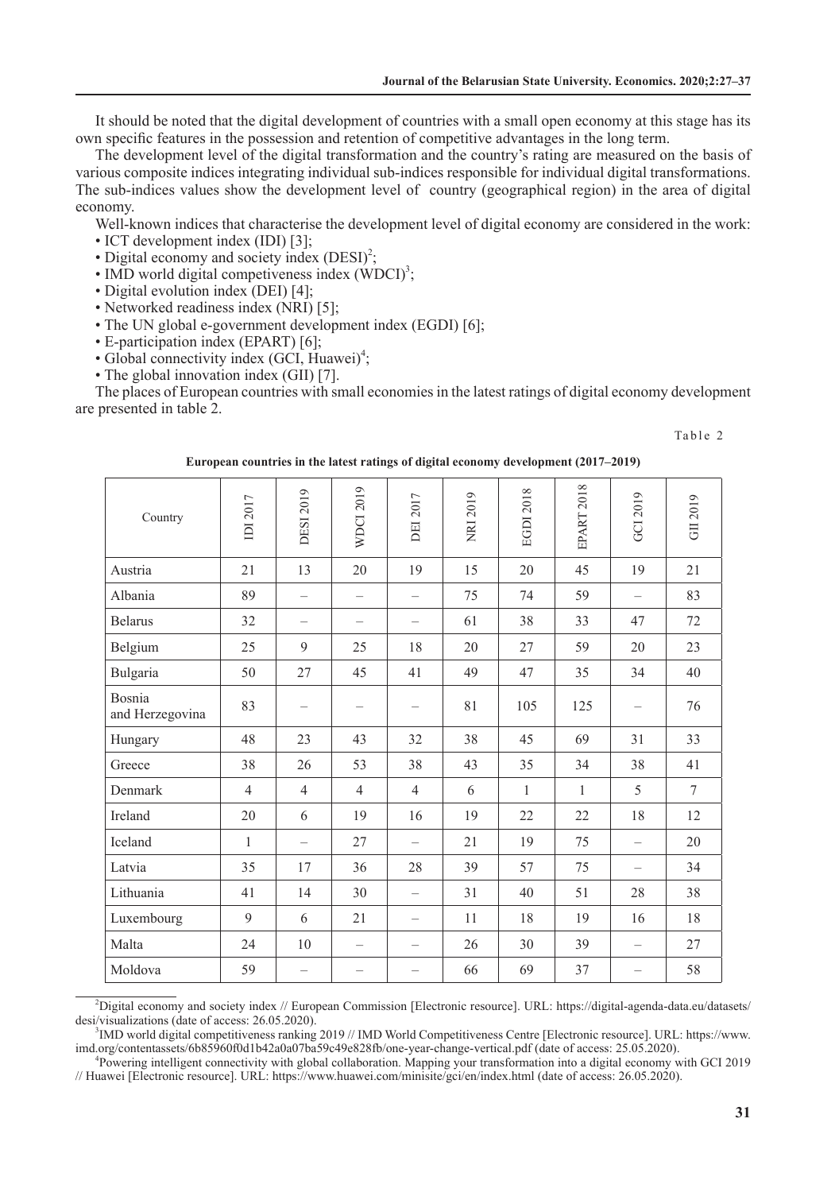It should be noted that the digital development of countries with a small open economy at this stage has its own specific features in the possession and retention of competitive advantages in the long term.

The development level of the digital transformation and the country's rating are measured on the basis of various composite indices integrating individual sub-indices responsible for individual digital transformations. The sub-indices values show the development level of country (geographical region) in the area of digital economy.

Well-known indices that characterise the development level of digital economy are considered in the work:

- ICT development index (IDI) [3];
- Digital economy and society index (DESI)[2];
- IMD world digital competiveness index (WDCI)[3];
- Digital evolution index (DEI) [4];
- Networked readiness index (NRI) [5];
- The UN global e-government development index (EGDI) [6];
- E-participation index (EPART) [6];
- Global connectivity index (GCI, Huawei)[4];
- The global innovation index (GII) [7].

The places of European countries with small economies in the latest ratings of digital economy development are presented in table 2.

Table 2

**European countries in the latest ratings of digital economy development (2017–2019)**

| Country | IDI 2017 | DESI 2019 | WDCI 2019 | DEI 2017 | NRI 2019 | EGDI 2018 | EPART 2018 | GCI 2019 | GII 2019 |
|---|---|---|---|---|---|---|---|---|---|
| Austria | 21 | 13 | 20 | 19 | 15 | 20 | 45 | 19 | 21 |
| Albania | 89 | – | – | – | 75 | 74 | 59 | – | 83 |
| Belarus | 32 | – | – | – | 61 | 38 | 33 | 47 | 72 |
| Belgium | 25 | 9 | 25 | 18 | 20 | 27 | 59 | 20 | 23 |
| Bulgaria | 50 | 27 | 45 | 41 | 49 | 47 | 35 | 34 | 40 |
| Bosnia and Herzegovina | 83 | – | – | – | 81 | 105 | 125 | – | 76 |
| Hungary | 48 | 23 | 43 | 32 | 38 | 45 | 69 | 31 | 33 |
| Greece | 38 | 26 | 53 | 38 | 43 | 35 | 34 | 38 | 41 |
| Denmark | 4 | 4 | 4 | 4 | 6 | 1 | 1 | 5 | 7 |
| Ireland | 20 | 6 | 19 | 16 | 19 | 22 | 22 | 18 | 12 |
| Iceland | 1 | – | 27 | – | 21 | 19 | 75 | – | 20 |
| Latvia | 35 | 17 | 36 | 28 | 39 | 57 | 75 | – | 34 |
| Lithuania | 41 | 14 | 30 | – | 31 | 40 | 51 | 28 | 38 |
| Luxembourg | 9 | 6 | 21 | – | 11 | 18 | 19 | 16 | 18 |
| Malta | 24 | 10 | – | – | 26 | 30 | 39 | – | 27 |
| Moldova | 59 | – | – | – | 66 | 69 | 37 | – | 58 |

[2]Digital economy and society index // European Commission [Electronic resource]. URL: https://digital-agenda-data.eu/datasets/desi/visualizations (date of access: 26.05.2020).

[3]IMD world digital competitiveness ranking 2019 // IMD World Competitiveness Centre [Electronic resource]. URL: https://www.imd.org/contentassets/6b85960f0d1b42a0a07ba59c49e828fb/one-year-change-vertical.pdf (date of access: 25.05.2020).

[4]Powering intelligent connectivity with global collaboration. Mapping your transformation into a digital economy with GCI 2019 // Huawei [Electronic resource]. URL: https://www.huawei.com/minisite/gci/en/index.html (date of access: 26.05.2020).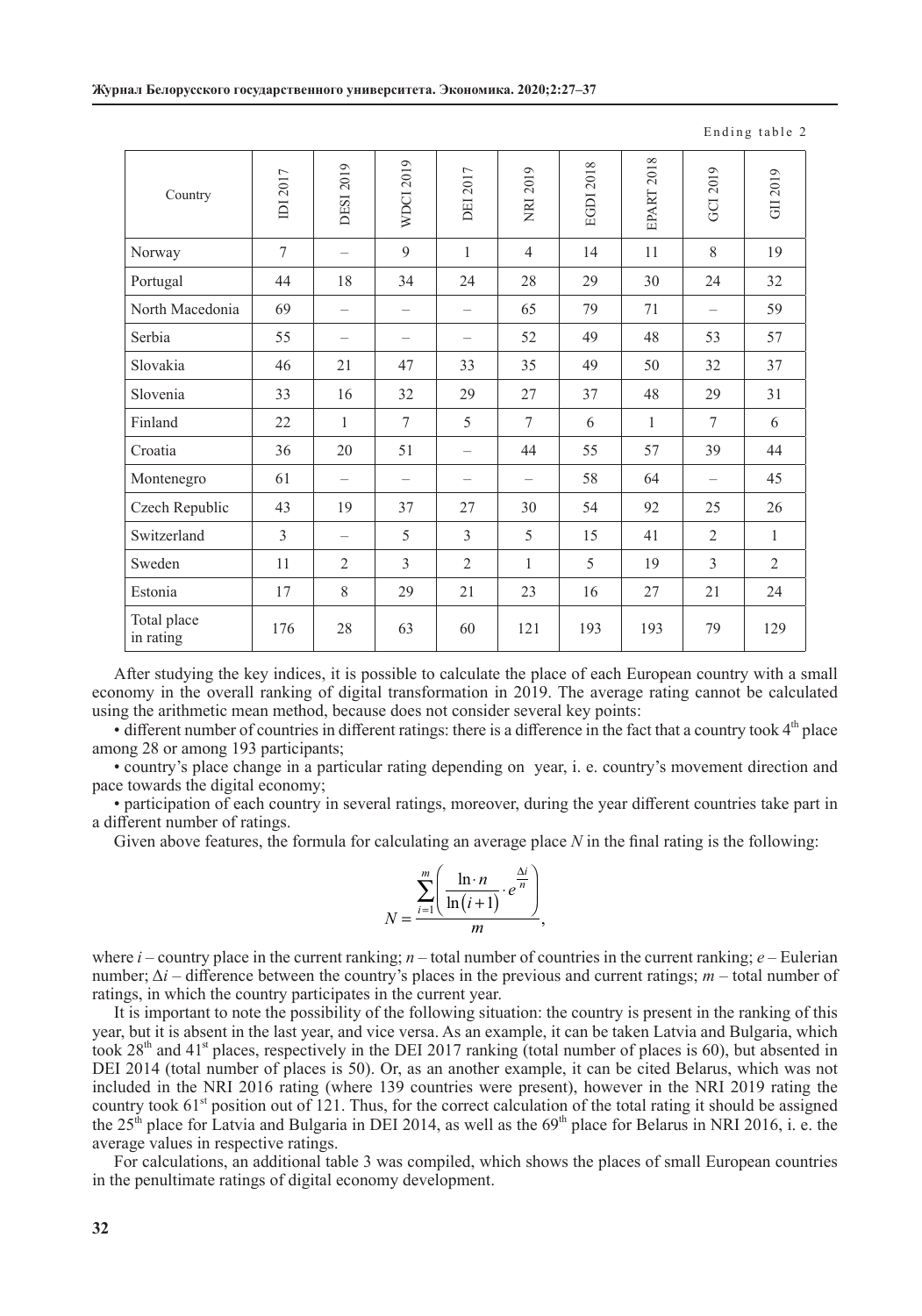Ending table 2

| Country | IDI 2017 | DESI 2019 | WDCI 2019 | DEI 2017 | NRI 2019 | EGDI 2018 | EPART 2018 | GCI 2019 | GII 2019 |
|---|---|---|---|---|---|---|---|---|---|
| Norway | 7 | – | 9 | 1 | 4 | 14 | 11 | 8 | 19 |
| Portugal | 44 | 18 | 34 | 24 | 28 | 29 | 30 | 24 | 32 |
| North Macedonia | 69 | – | – | – | 65 | 79 | 71 | – | 59 |
| Serbia | 55 | – | – | – | 52 | 49 | 48 | 53 | 57 |
| Slovakia | 46 | 21 | 47 | 33 | 35 | 49 | 50 | 32 | 37 |
| Slovenia | 33 | 16 | 32 | 29 | 27 | 37 | 48 | 29 | 31 |
| Finland | 22 | 1 | 7 | 5 | 7 | 6 | 1 | 7 | 6 |
| Croatia | 36 | 20 | 51 | – | 44 | 55 | 57 | 39 | 44 |
| Montenegro | 61 | – | – | – | – | 58 | 64 | – | 45 |
| Czech Republic | 43 | 19 | 37 | 27 | 30 | 54 | 92 | 25 | 26 |
| Switzerland | 3 | – | 5 | 3 | 5 | 15 | 41 | 2 | 1 |
| Sweden | 11 | 2 | 3 | 2 | 1 | 5 | 19 | 3 | 2 |
| Estonia | 17 | 8 | 29 | 21 | 23 | 16 | 27 | 21 | 24 |
| Total place in rating | 176 | 28 | 63 | 60 | 121 | 193 | 193 | 79 | 129 |

After studying the key indices, it is possible to calculate the place of each European country with a small economy in the overall ranking of digital transformation in 2019. The average rating cannot be calculated using the arithmetic mean method, because does not consider several key points:

- different number of countries in different ratings: there is a difference in the fact that a country took 4th place among 28 or among 193 participants;
- country's place change in a particular rating depending on year, i. e. country's movement direction and pace towards the digital economy;
- participation of each country in several ratings, moreover, during the year different countries take part in a different number of ratings.

Given above features, the formula for calculating an average place $N$ in the final rating is the following:

$$N = \frac{\sum_{i=1}^{m}\left(\frac{\ln \cdot n}{\ln(i+1)} \cdot e^{\frac{\Delta i}{n}}\right)}{m},$$

where $i$ – country place in the current ranking; $n$ – total number of countries in the current ranking; $e$ – Eulerian number; $\Delta i$ – difference between the country's places in the previous and current ratings; $m$ – total number of ratings, in which the country participates in the current year.

It is important to note the possibility of the following situation: the country is present in the ranking of this year, but it is absent in the last year, and vice versa. As an example, it can be taken Latvia and Bulgaria, which took 28th and 41st places, respectively in the DEI 2017 ranking (total number of places is 60), but absented in DEI 2014 (total number of places is 50). Or, as an another example, it can be cited Belarus, which was not included in the NRI 2016 rating (where 139 countries were present), however in the NRI 2019 rating the country took 61st position out of 121. Thus, for the correct calculation of the total rating it should be assigned the 25th place for Latvia and Bulgaria in DEI 2014, as well as the 69th place for Belarus in NRI 2016, i. e. the average values in respective ratings.

For calculations, an additional table 3 was compiled, which shows the places of small European countries in the penultimate ratings of digital economy development.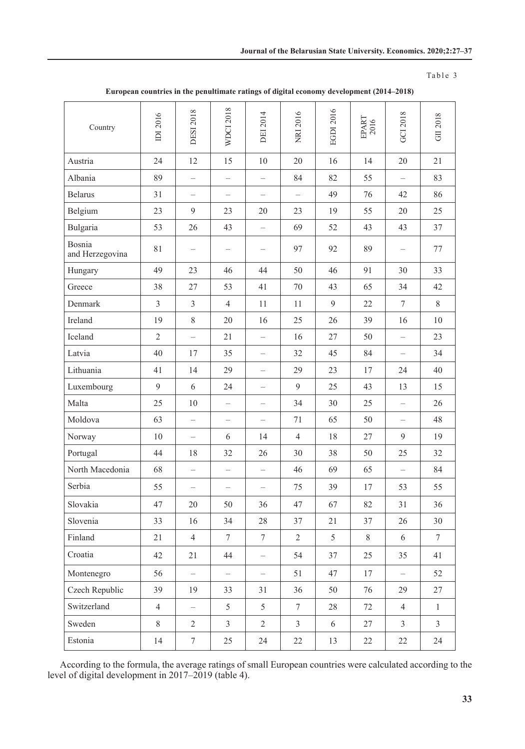Table 3

**European countries in the penultimate ratings of digital economy development (2014–2018)**

| Country | IDI 2016 | DESI 2018 | WDCI 2018 | DEI 2014 | NRI 2016 | EGDI 2016 | EPART 2016 | GCI 2018 | GII 2018 |
|---|---|---|---|---|---|---|---|---|---|
| Austria | 24 | 12 | 15 | 10 | 20 | 16 | 14 | 20 | 21 |
| Albania | 89 | – | – | – | 84 | 82 | 55 | – | 83 |
| Belarus | 31 | – | – | – | – | 49 | 76 | 42 | 86 |
| Belgium | 23 | 9 | 23 | 20 | 23 | 19 | 55 | 20 | 25 |
| Bulgaria | 53 | 26 | 43 | – | 69 | 52 | 43 | 43 | 37 |
| Bosnia and Herzegovina | 81 | – | – | – | 97 | 92 | 89 | – | 77 |
| Hungary | 49 | 23 | 46 | 44 | 50 | 46 | 91 | 30 | 33 |
| Greece | 38 | 27 | 53 | 41 | 70 | 43 | 65 | 34 | 42 |
| Denmark | 3 | 3 | 4 | 11 | 11 | 9 | 22 | 7 | 8 |
| Ireland | 19 | 8 | 20 | 16 | 25 | 26 | 39 | 16 | 10 |
| Iceland | 2 | – | 21 | – | 16 | 27 | 50 | – | 23 |
| Latvia | 40 | 17 | 35 | – | 32 | 45 | 84 | – | 34 |
| Lithuania | 41 | 14 | 29 | – | 29 | 23 | 17 | 24 | 40 |
| Luxembourg | 9 | 6 | 24 | – | 9 | 25 | 43 | 13 | 15 |
| Malta | 25 | 10 | – | – | 34 | 30 | 25 | – | 26 |
| Moldova | 63 | – | – | – | 71 | 65 | 50 | – | 48 |
| Norway | 10 | – | 6 | 14 | 4 | 18 | 27 | 9 | 19 |
| Portugal | 44 | 18 | 32 | 26 | 30 | 38 | 50 | 25 | 32 |
| North Macedonia | 68 | – | – | – | 46 | 69 | 65 | – | 84 |
| Serbia | 55 | – | – | – | 75 | 39 | 17 | 53 | 55 |
| Slovakia | 47 | 20 | 50 | 36 | 47 | 67 | 82 | 31 | 36 |
| Slovenia | 33 | 16 | 34 | 28 | 37 | 21 | 37 | 26 | 30 |
| Finland | 21 | 4 | 7 | 7 | 2 | 5 | 8 | 6 | 7 |
| Croatia | 42 | 21 | 44 | – | 54 | 37 | 25 | 35 | 41 |
| Montenegro | 56 | – | – | – | 51 | 47 | 17 | – | 52 |
| Czech Republic | 39 | 19 | 33 | 31 | 36 | 50 | 76 | 29 | 27 |
| Switzerland | 4 | – | 5 | 5 | 7 | 28 | 72 | 4 | 1 |
| Sweden | 8 | 2 | 3 | 2 | 3 | 6 | 27 | 3 | 3 |
| Estonia | 14 | 7 | 25 | 24 | 22 | 13 | 22 | 22 | 24 |

According to the formula, the average ratings of small European countries were calculated according to the level of digital development in 2017–2019 (table 4).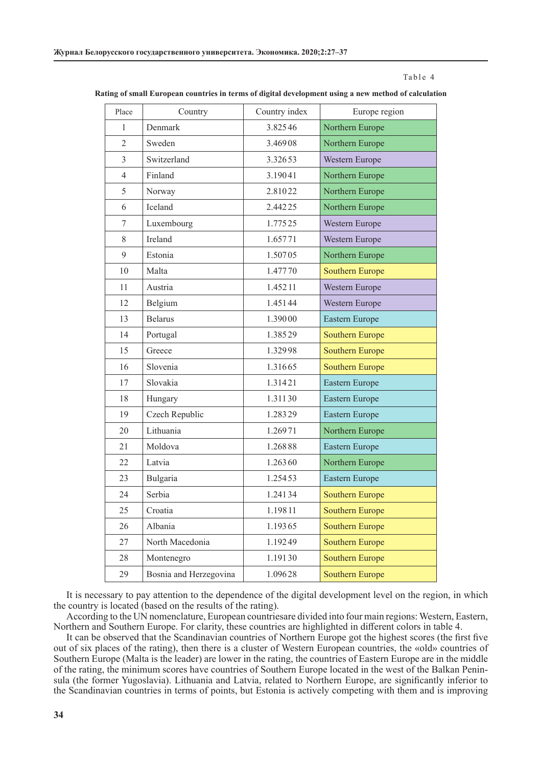Table 4

**Rating of small European countries in terms of digital development using a new method of calculation**

| Place | Country | Country index | Europe region |
|---|---|---|---|
| 1 | Denmark | 3.82546 | Northern Europe |
| 2 | Sweden | 3.46908 | Northern Europe |
| 3 | Switzerland | 3.32653 | Western Europe |
| 4 | Finland | 3.19041 | Northern Europe |
| 5 | Norway | 2.81022 | Northern Europe |
| 6 | Iceland | 2.44225 | Northern Europe |
| 7 | Luxembourg | 1.77525 | Western Europe |
| 8 | Ireland | 1.65771 | Western Europe |
| 9 | Estonia | 1.50705 | Northern Europe |
| 10 | Malta | 1.47770 | Southern Europe |
| 11 | Austria | 1.45211 | Western Europe |
| 12 | Belgium | 1.45144 | Western Europe |
| 13 | Belarus | 1.39000 | Eastern Europe |
| 14 | Portugal | 1.38529 | Southern Europe |
| 15 | Greece | 1.32998 | Southern Europe |
| 16 | Slovenia | 1.31665 | Southern Europe |
| 17 | Slovakia | 1.31421 | Eastern Europe |
| 18 | Hungary | 1.31130 | Eastern Europe |
| 19 | Czech Republic | 1.28329 | Eastern Europe |
| 20 | Lithuania | 1.26971 | Northern Europe |
| 21 | Moldova | 1.26888 | Eastern Europe |
| 22 | Latvia | 1.26360 | Northern Europe |
| 23 | Bulgaria | 1.25453 | Eastern Europe |
| 24 | Serbia | 1.24134 | Southern Europe |
| 25 | Croatia | 1.19811 | Southern Europe |
| 26 | Albania | 1.19365 | Southern Europe |
| 27 | North Macedonia | 1.19249 | Southern Europe |
| 28 | Montenegro | 1.19130 | Southern Europe |
| 29 | Bosnia and Herzegovina | 1.09628 | Southern Europe |

It is necessary to pay attention to the dependence of the digital development level on the region, in which the country is located (based on the results of the rating).

According to the UN nomenclature, European countriesare divided into four main regions: Western, Eastern, Northern and Southern Europe. For clarity, these countries are highlighted in different colors in table 4.

It can be observed that the Scandinavian countries of Northern Europe got the highest scores (the first five out of six places of the rating), then there is a cluster of Western European countries, the «old» countries of Southern Europe (Malta is the leader) are lower in the rating, the countries of Eastern Europe are in the middle of the rating, the minimum scores have countries of Southern Europe located in the west of the Balkan Peninsula (the former Yugoslavia). Lithuania and Latvia, related to Northern Europe, are significantly inferior to the Scandinavian countries in terms of points, but Estonia is actively competing with them and is improving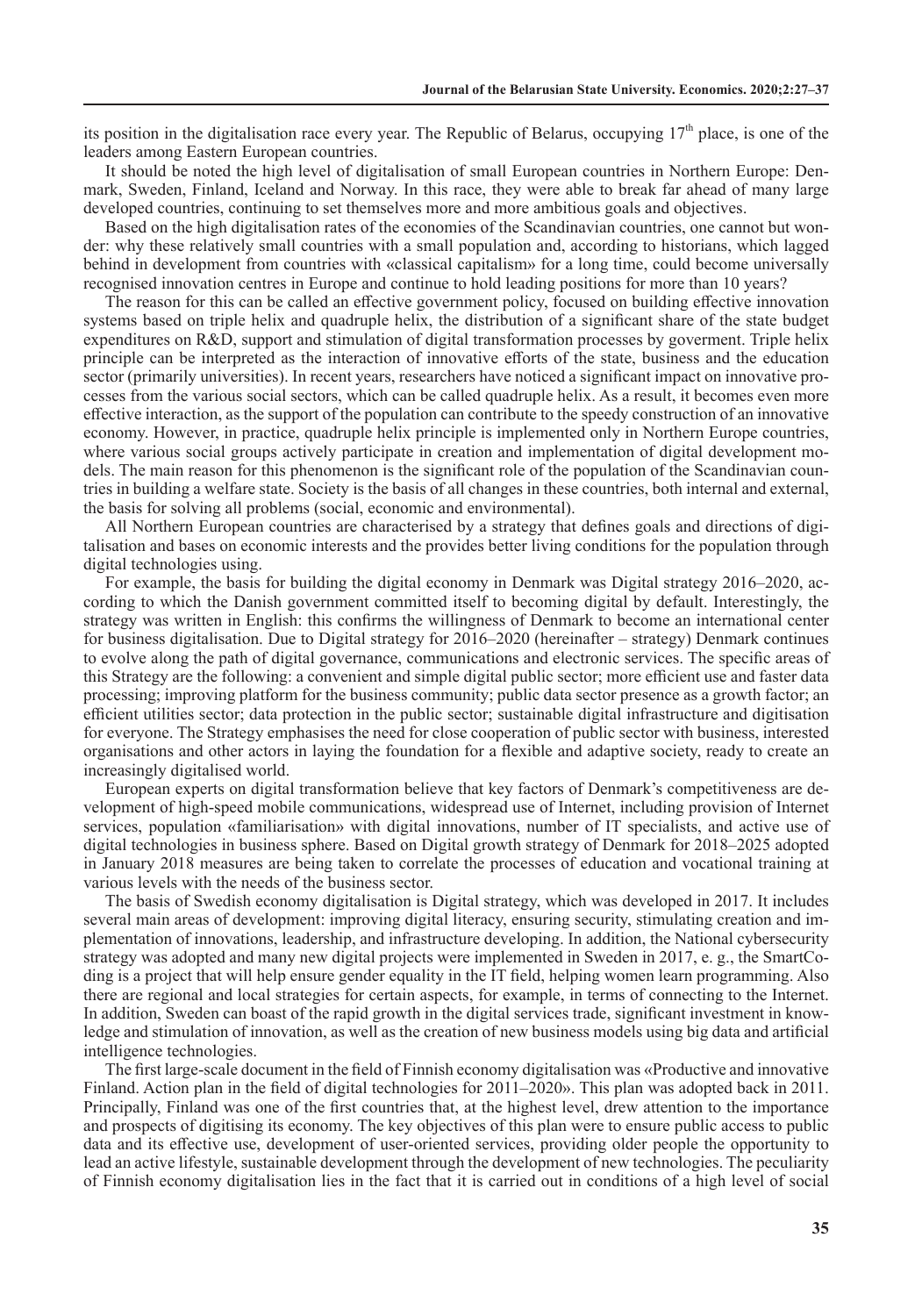its position in the digitalisation race every year. The Republic of Belarus, occupying 17$^{th}$ place, is one of the leaders among Eastern European countries.

It should be noted the high level of digitalisation of small European countries in Northern Europe: Denmark, Sweden, Finland, Iceland and Norway. In this race, they were able to break far ahead of many large developed countries, continuing to set themselves more and more ambitious goals and objectives.

Based on the high digitalisation rates of the economies of the Scandinavian countries, one cannot but wonder: why these relatively small countries with a small population and, according to historians, which lagged behind in development from countries with «classical capitalism» for a long time, could become universally recognised innovation centres in Europe and continue to hold leading positions for more than 10 years?

The reason for this can be called an effective government policy, focused on building effective innovation systems based on triple helix and quadruple helix, the distribution of a significant share of the state budget expenditures on R&D, support and stimulation of digital transformation processes by goverment. Triple helix principle can be interpreted as the interaction of innovative efforts of the state, business and the education sector (primarily universities). In recent years, researchers have noticed a significant impact on innovative processes from the various social sectors, which can be called quadruple helix. As a result, it becomes even more effective interaction, as the support of the population can contribute to the speedy construction of an innovative economy. However, in practice, quadruple helix principle is implemented only in Northern Europe countries, where various social groups actively participate in creation and implementation of digital development models. The main reason for this phenomenon is the significant role of the population of the Scandinavian countries in building a welfare state. Society is the basis of all changes in these countries, both internal and external, the basis for solving all problems (social, economic and environmental).

All Northern European countries are characterised by a strategy that defines goals and directions of digitalisation and bases on economic interests and the provides better living conditions for the population through digital technologies using.

For example, the basis for building the digital economy in Denmark was Digital strategy 2016–2020, according to which the Danish government committed itself to becoming digital by default. Interestingly, the strategy was written in English: this confirms the willingness of Denmark to become an international center for business digitalisation. Due to Digital strategy for 2016–2020 (hereinafter – strategy) Denmark continues to evolve along the path of digital governance, communications and electronic services. The specific areas of this Strategy are the following: a convenient and simple digital public sector; more efficient use and faster data processing; improving platform for the business community; public data sector presence as a growth factor; an efficient utilities sector; data protection in the public sector; sustainable digital infrastructure and digitisation for everyone. The Strategy emphasises the need for close cooperation of public sector with business, interested organisations and other actors in laying the foundation for a flexible and adaptive society, ready to create an increasingly digitalised world.

European experts on digital transformation believe that key factors of Denmark's competitiveness are development of high-speed mobile communications, widespread use of Internet, including provision of Internet services, population «familiarisation» with digital innovations, number of IT specialists, and active use of digital technologies in business sphere. Based on Digital growth strategy of Denmark for 2018–2025 adopted in January 2018 measures are being taken to correlate the processes of education and vocational training at various levels with the needs of the business sector.

The basis of Swedish economy digitalisation is Digital strategy, which was developed in 2017. It includes several main areas of development: improving digital literacy, ensuring security, stimulating creation and implementation of innovations, leadership, and infrastructure developing. In addition, the National cybersecurity strategy was adopted and many new digital projects were implemented in Sweden in 2017, e. g., the SmartCoding is a project that will help ensure gender equality in the IT field, helping women learn programming. Also there are regional and local strategies for certain aspects, for example, in terms of connecting to the Internet. In addition, Sweden can boast of the rapid growth in the digital services trade, significant investment in knowledge and stimulation of innovation, as well as the creation of new business models using big data and artificial intelligence technologies.

The first large-scale document in the field of Finnish economy digitalisation was «Productive and innovative Finland. Action plan in the field of digital technologies for 2011–2020». This plan was adopted back in 2011. Principally, Finland was one of the first countries that, at the highest level, drew attention to the importance and prospects of digitising its economy. The key objectives of this plan were to ensure public access to public data and its effective use, development of user-oriented services, providing older people the opportunity to lead an active lifestyle, sustainable development through the development of new technologies. The peculiarity of Finnish economy digitalisation lies in the fact that it is carried out in conditions of a high level of social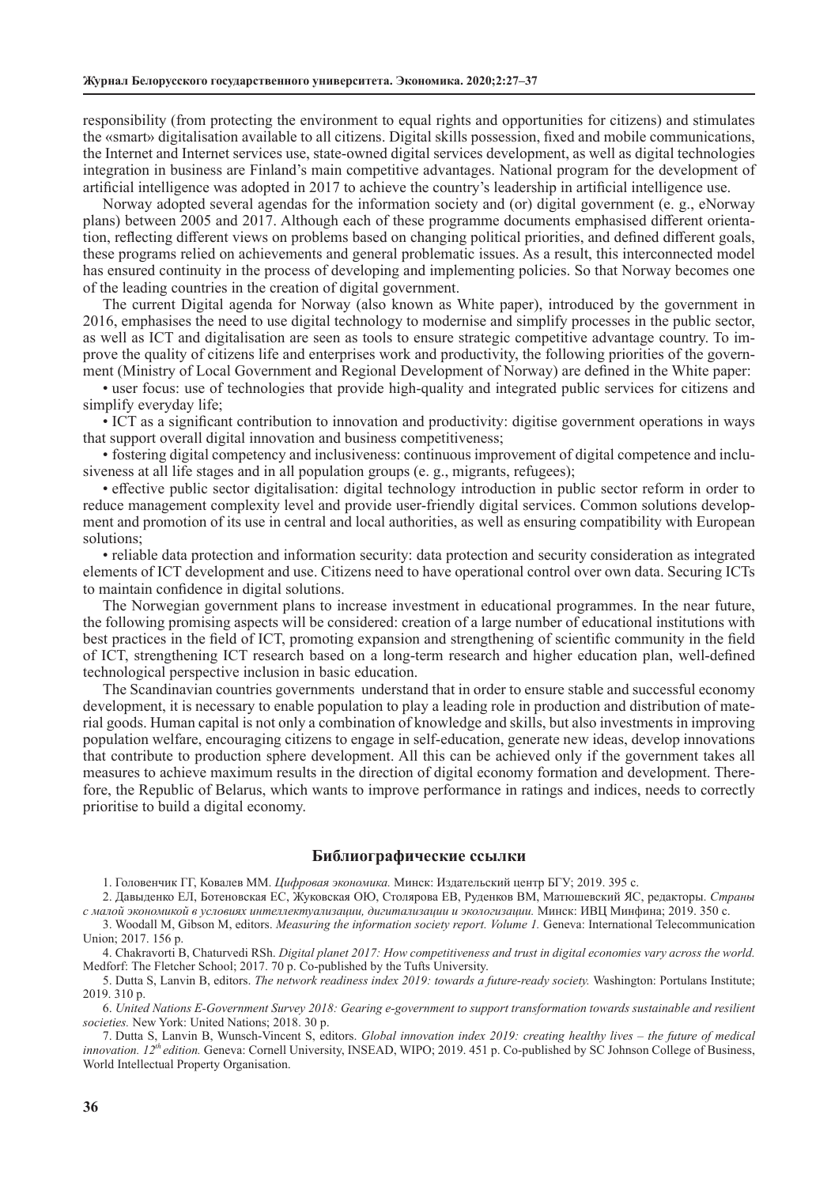responsibility (from protecting the environment to equal rights and opportunities for citizens) and stimulates the «smart» digitalisation available to all citizens. Digital skills possession, fixed and mobile communications, the Internet and Internet services use, state-owned digital services development, as well as digital technologies integration in business are Finland's main competitive advantages. National program for the development of artificial intelligence was adopted in 2017 to achieve the country's leadership in artificial intelligence use.

Norway adopted several agendas for the information society and (or) digital government (e. g., eNorway plans) between 2005 and 2017. Although each of these programme documents emphasised different orientation, reflecting different views on problems based on changing political priorities, and defined different goals, these programs relied on achievements and general problematic issues. As a result, this interconnected model has ensured continuity in the process of developing and implementing policies. So that Norway becomes one of the leading countries in the creation of digital government.

The current Digital agenda for Norway (also known as White paper), introduced by the government in 2016, emphasises the need to use digital technology to modernise and simplify processes in the public sector, as well as ICT and digitalisation are seen as tools to ensure strategic competitive advantage country. To improve the quality of citizens life and enterprises work and productivity, the following priorities of the government (Ministry of Local Government and Regional Development of Norway) are defined in the White paper:

- user focus: use of technologies that provide high-quality and integrated public services for citizens and simplify everyday life;
- ICT as a significant contribution to innovation and productivity: digitise government operations in ways that support overall digital innovation and business competitiveness;
- fostering digital competency and inclusiveness: continuous improvement of digital competence and inclusiveness at all life stages and in all population groups (e. g., migrants, refugees);
- effective public sector digitalisation: digital technology introduction in public sector reform in order to reduce management complexity level and provide user-friendly digital services. Common solutions development and promotion of its use in central and local authorities, as well as ensuring compatibility with European solutions;
- reliable data protection and information security: data protection and security consideration as integrated elements of ICT development and use. Citizens need to have operational control over own data. Securing ICTs to maintain confidence in digital solutions.

The Norwegian government plans to increase investment in educational programmes. In the near future, the following promising aspects will be considered: creation of a large number of educational institutions with best practices in the field of ICT, promoting expansion and strengthening of scientific community in the field of ICT, strengthening ICT research based on a long-term research and higher education plan, well-defined technological perspective inclusion in basic education.

The Scandinavian countries governments understand that in order to ensure stable and successful economy development, it is necessary to enable population to play a leading role in production and distribution of material goods. Human capital is not only a combination of knowledge and skills, but also investments in improving population welfare, encouraging citizens to engage in self-education, generate new ideas, develop innovations that contribute to production sphere development. All this can be achieved only if the government takes all measures to achieve maximum results in the direction of digital economy formation and development. Therefore, the Republic of Belarus, which wants to improve performance in ratings and indices, needs to correctly prioritise to build a digital economy.

## Библиографические ссылки

1. Головенчик ГГ, Ковалев ММ. *Цифровая экономика.* Минск: Издательский центр БГУ; 2019. 395 с.
2. Давыденко ЕЛ, Ботеновская ЕС, Жуковская ОЮ, Столярова ЕВ, Руденков ВМ, Матюшевский ЯС, редакторы. *Страны с малой экономикой в условиях интеллектуализации, дигитализации и экологизации.* Минск: ИВЦ Минфина; 2019. 350 с.
3. Woodall M, Gibson M, editors. *Measuring the information society report. Volume 1.* Geneva: International Telecommunication Union; 2017. 156 p.
4. Chakravorti B, Chaturvedi RSh. *Digital planet 2017: How competitiveness and trust in digital economies vary across the world.* Medforf: The Fletcher School; 2017. 70 p. Co-published by the Tufts University.
5. Dutta S, Lanvin B, editors. *The network readiness index 2019: towards a future-ready society.* Washington: Portulans Institute; 2019. 310 p.
6. *United Nations E-Government Survey 2018: Gearing e-government to support transformation towards sustainable and resilient societies.* New York: United Nations; 2018. 30 p.
7. Dutta S, Lanvin B, Wunsch-Vincent S, editors. *Global innovation index 2019: creating healthy lives – the future of medical innovation. 12th edition.* Geneva: Cornell University, INSEAD, WIPO; 2019. 451 p. Co-published by SC Johnson College of Business, World Intellectual Property Organisation.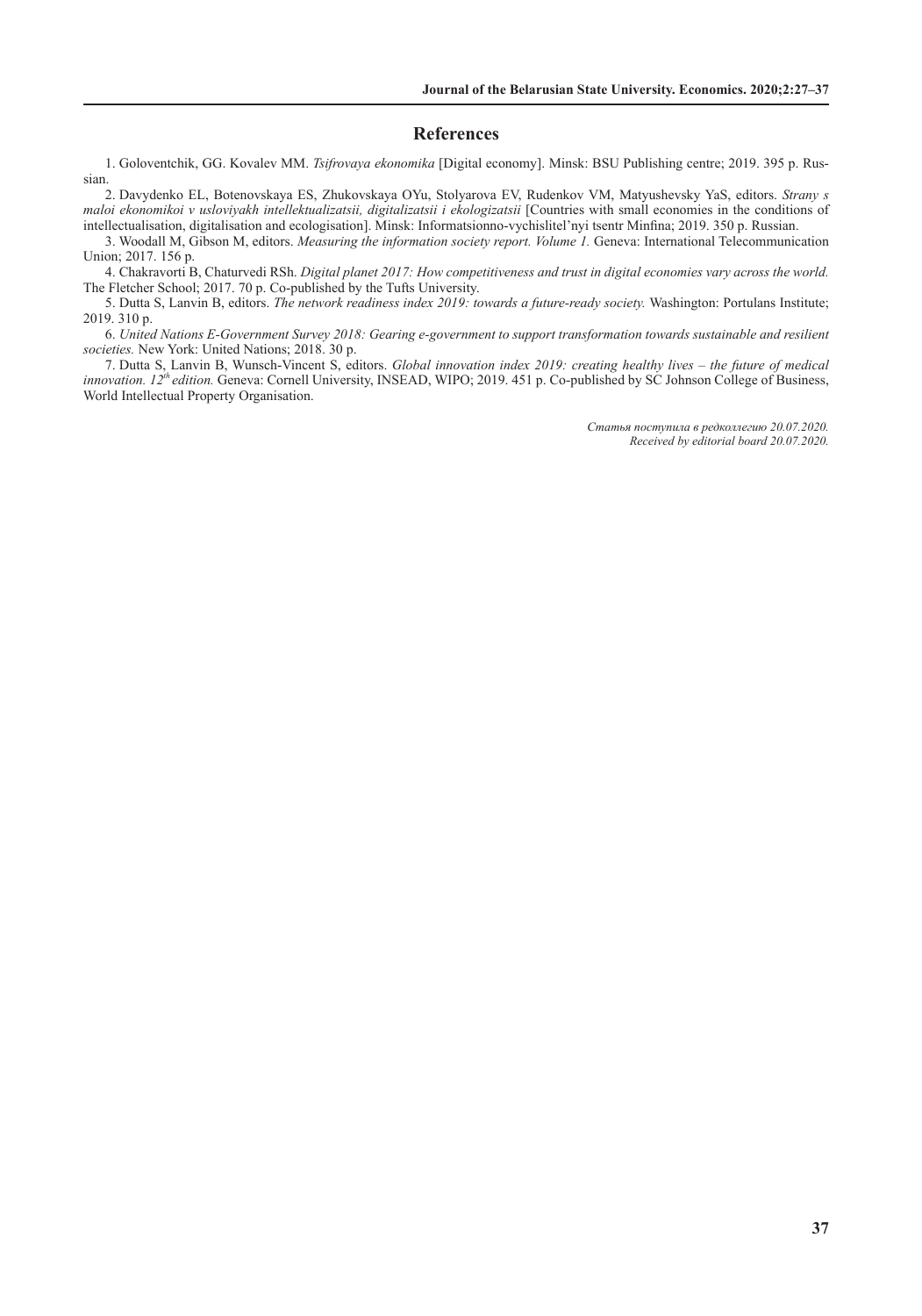## References

1. Goloventchik, GG. Kovalev MM. *Tsifrovaya ekonomika* [Digital economy]. Minsk: BSU Publishing centre; 2019. 395 p. Russian.

2. Davydenko EL, Botenovskaya ES, Zhukovskaya OYu, Stolyarova EV, Rudenkov VM, Matyushevsky YaS, editors. *Strany s maloi ekonomikoi v usloviyakh intellektualizatsii, digitalizatsii i ekologizatsii* [Countries with small economies in the conditions of intellectualisation, digitalisation and ecologisation]. Minsk: Informatsionno-vychislitel'nyi tsentr Minfina; 2019. 350 p. Russian.

3. Woodall M, Gibson M, editors. *Measuring the information society report. Volume 1.* Geneva: International Telecommunication Union; 2017. 156 p.

4. Chakravorti B, Chaturvedi RSh. *Digital planet 2017: How competitiveness and trust in digital economies vary across the world.* The Fletcher School; 2017. 70 p. Co-published by the Tufts University.

5. Dutta S, Lanvin B, editors. *The network readiness index 2019: towards a future-ready society.* Washington: Portulans Institute; 2019. 310 p.

6. *United Nations E-Government Survey 2018: Gearing e-government to support transformation towards sustainable and resilient societies.* New York: United Nations; 2018. 30 p.

7. Dutta S, Lanvin B, Wunsch-Vincent S, editors. *Global innovation index 2019: creating healthy lives – the future of medical innovation. 12th edition.* Geneva: Cornell University, INSEAD, WIPO; 2019. 451 p. Co-published by SC Johnson College of Business, World Intellectual Property Organisation.

*Статья поступила в редколлегию 20.07.2020.*
*Received by editorial board 20.07.2020.*